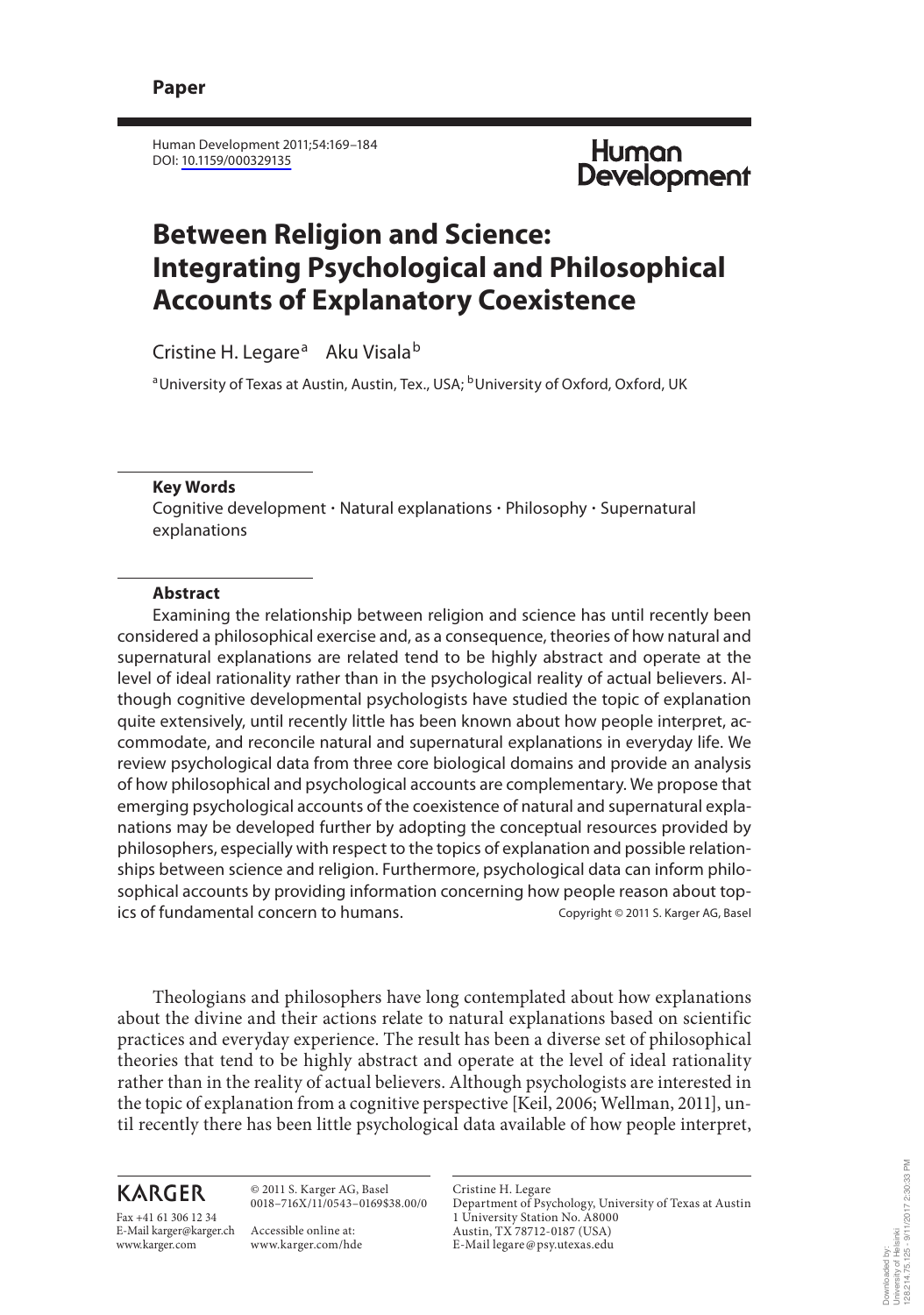**Paper**

Human Development 2011;54:169–184
DOI: 10.1159/000329135

# Between Religion and Science: Integrating Psychological and Philosophical Accounts of Explanatory Coexistence

Cristine H. Legare[a] Aku Visala[b]

[a]University of Texas at Austin, Austin, Tex., USA; [b]University of Oxford, Oxford, UK

**Key Words**

Cognitive development · Natural explanations · Philosophy · Supernatural explanations

**Abstract**

Examining the relationship between religion and science has until recently been considered a philosophical exercise and, as a consequence, theories of how natural and supernatural explanations are related tend to be highly abstract and operate at the level of ideal rationality rather than in the psychological reality of actual believers. Although cognitive developmental psychologists have studied the topic of explanation quite extensively, until recently little has been known about how people interpret, accommodate, and reconcile natural and supernatural explanations in everyday life. We review psychological data from three core biological domains and provide an analysis of how philosophical and psychological accounts are complementary. We propose that emerging psychological accounts of the coexistence of natural and supernatural explanations may be developed further by adopting the conceptual resources provided by philosophers, especially with respect to the topics of explanation and possible relationships between science and religion. Furthermore, psychological data can inform philosophical accounts by providing information concerning how people reason about topics of fundamental concern to humans.

Copyright © 2011 S. Karger AG, Basel

Theologians and philosophers have long contemplated about how explanations about the divine and their actions relate to natural explanations based on scientific practices and everyday experience. The result has been a diverse set of philosophical theories that tend to be highly abstract and operate at the level of ideal rationality rather than in the reality of actual believers. Although psychologists are interested in the topic of explanation from a cognitive perspective [Keil, 2006; Wellman, 2011], until recently there has been little psychological data available of how people interpret,

KARGER

Fax +41 61 306 12 34
E-Mail karger@karger.ch
www.karger.com

© 2011 S. Karger AG, Basel
0018–716X/11/0543–0169$38.00/0

Accessible online at:
www.karger.com/hde

Cristine H. Legare
Department of Psychology, University of Texas at Austin
1 University Station No. A8000
Austin, TX 78712-0187 (USA)
E-Mail legare@psy.utexas.edu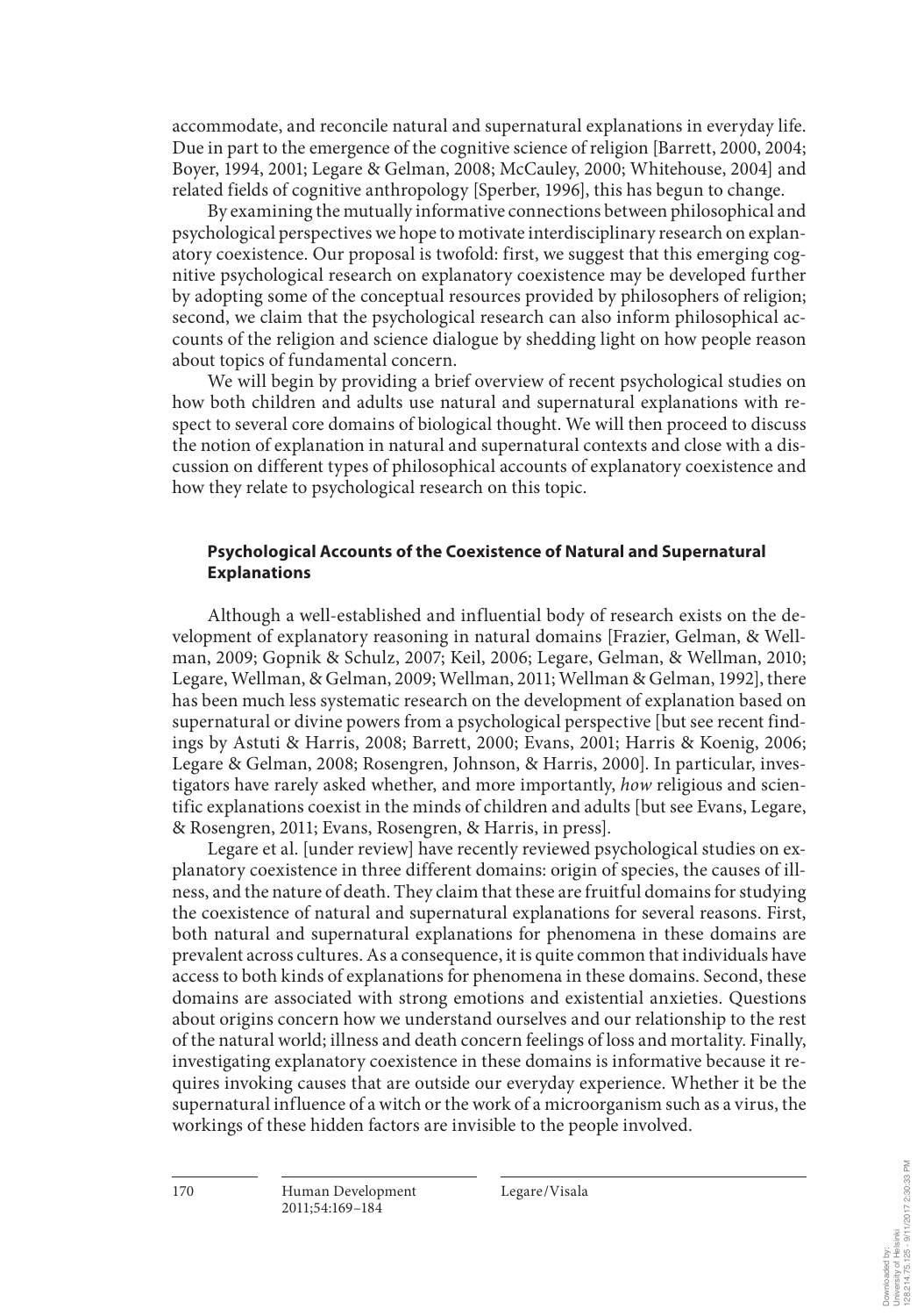accommodate, and reconcile natural and supernatural explanations in everyday life. Due in part to the emergence of the cognitive science of religion [Barrett, 2000, 2004; Boyer, 1994, 2001; Legare & Gelman, 2008; McCauley, 2000; Whitehouse, 2004] and related fields of cognitive anthropology [Sperber, 1996], this has begun to change.

By examining the mutually informative connections between philosophical and psychological perspectives we hope to motivate interdisciplinary research on explanatory coexistence. Our proposal is twofold: first, we suggest that this emerging cognitive psychological research on explanatory coexistence may be developed further by adopting some of the conceptual resources provided by philosophers of religion; second, we claim that the psychological research can also inform philosophical accounts of the religion and science dialogue by shedding light on how people reason about topics of fundamental concern.

We will begin by providing a brief overview of recent psychological studies on how both children and adults use natural and supernatural explanations with respect to several core domains of biological thought. We will then proceed to discuss the notion of explanation in natural and supernatural contexts and close with a discussion on different types of philosophical accounts of explanatory coexistence and how they relate to psychological research on this topic.

### Psychological Accounts of the Coexistence of Natural and Supernatural Explanations

Although a well-established and influential body of research exists on the development of explanatory reasoning in natural domains [Frazier, Gelman, & Wellman, 2009; Gopnik & Schulz, 2007; Keil, 2006; Legare, Gelman, & Wellman, 2010; Legare, Wellman, & Gelman, 2009; Wellman, 2011; Wellman & Gelman, 1992], there has been much less systematic research on the development of explanation based on supernatural or divine powers from a psychological perspective [but see recent findings by Astuti & Harris, 2008; Barrett, 2000; Evans, 2001; Harris & Koenig, 2006; Legare & Gelman, 2008; Rosengren, Johnson, & Harris, 2000]. In particular, investigators have rarely asked whether, and more importantly, *how* religious and scientific explanations coexist in the minds of children and adults [but see Evans, Legare, & Rosengren, 2011; Evans, Rosengren, & Harris, in press].

Legare et al. [under review] have recently reviewed psychological studies on explanatory coexistence in three different domains: origin of species, the causes of illness, and the nature of death. They claim that these are fruitful domains for studying the coexistence of natural and supernatural explanations for several reasons. First, both natural and supernatural explanations for phenomena in these domains are prevalent across cultures. As a consequence, it is quite common that individuals have access to both kinds of explanations for phenomena in these domains. Second, these domains are associated with strong emotions and existential anxieties. Questions about origins concern how we understand ourselves and our relationship to the rest of the natural world; illness and death concern feelings of loss and mortality. Finally, investigating explanatory coexistence in these domains is informative because it requires invoking causes that are outside our everyday experience. Whether it be the supernatural influence of a witch or the work of a microorganism such as a virus, the workings of these hidden factors are invisible to the people involved.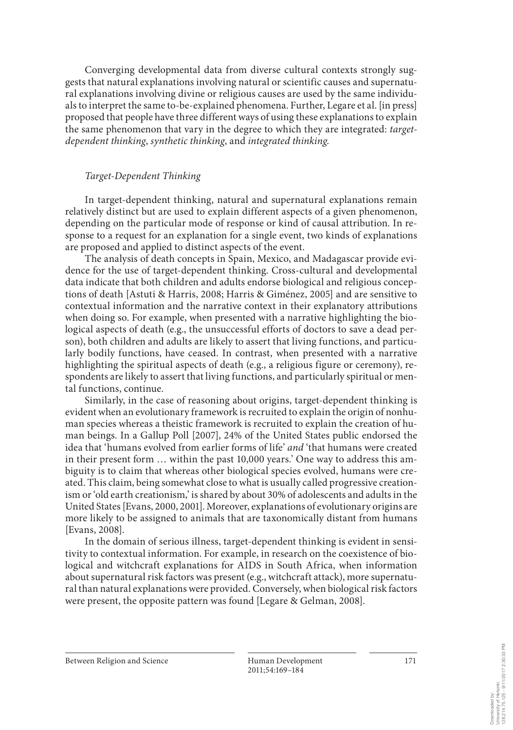Converging developmental data from diverse cultural contexts strongly suggests that natural explanations involving natural or scientific causes and supernatural explanations involving divine or religious causes are used by the same individuals to interpret the same to-be-explained phenomena. Further, Legare et al. [in press] proposed that people have three different ways of using these explanations to explain the same phenomenon that vary in the degree to which they are integrated: *target-dependent thinking*, *synthetic thinking*, and *integrated thinking*.

### *Target-Dependent Thinking*

In target-dependent thinking, natural and supernatural explanations remain relatively distinct but are used to explain different aspects of a given phenomenon, depending on the particular mode of response or kind of causal attribution. In response to a request for an explanation for a single event, two kinds of explanations are proposed and applied to distinct aspects of the event.

The analysis of death concepts in Spain, Mexico, and Madagascar provide evidence for the use of target-dependent thinking. Cross-cultural and developmental data indicate that both children and adults endorse biological and religious conceptions of death [Astuti & Harris, 2008; Harris & Giménez, 2005] and are sensitive to contextual information and the narrative context in their explanatory attributions when doing so. For example, when presented with a narrative highlighting the biological aspects of death (e.g., the unsuccessful efforts of doctors to save a dead person), both children and adults are likely to assert that living functions, and particularly bodily functions, have ceased. In contrast, when presented with a narrative highlighting the spiritual aspects of death (e.g., a religious figure or ceremony), respondents are likely to assert that living functions, and particularly spiritual or mental functions, continue.

Similarly, in the case of reasoning about origins, target-dependent thinking is evident when an evolutionary framework is recruited to explain the origin of nonhuman species whereas a theistic framework is recruited to explain the creation of human beings. In a Gallup Poll [2007], 24% of the United States public endorsed the idea that 'humans evolved from earlier forms of life' *and* 'that humans were created in their present form … within the past 10,000 years.' One way to address this ambiguity is to claim that whereas other biological species evolved, humans were created. This claim, being somewhat close to what is usually called progressive creationism or 'old earth creationism,' is shared by about 30% of adolescents and adults in the United States [Evans, 2000, 2001]. Moreover, explanations of evolutionary origins are more likely to be assigned to animals that are taxonomically distant from humans [Evans, 2008].

In the domain of serious illness, target-dependent thinking is evident in sensitivity to contextual information. For example, in research on the coexistence of biological and witchcraft explanations for AIDS in South Africa, when information about supernatural risk factors was present (e.g., witchcraft attack), more supernatural than natural explanations were provided. Conversely, when biological risk factors were present, the opposite pattern was found [Legare & Gelman, 2008].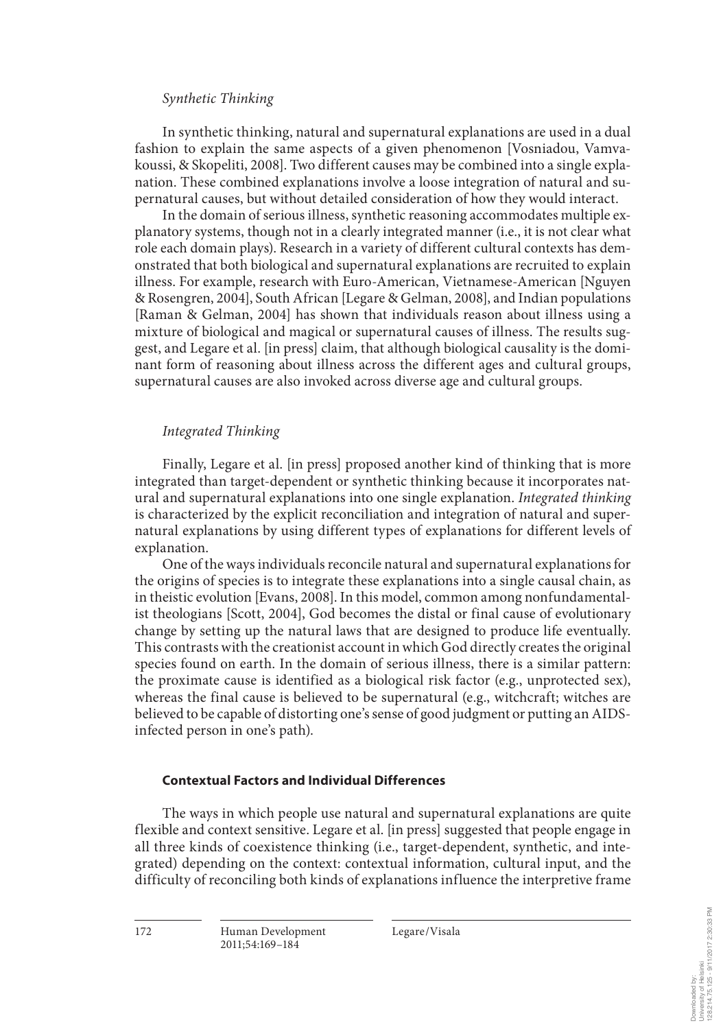### *Synthetic Thinking*

In synthetic thinking, natural and supernatural explanations are used in a dual fashion to explain the same aspects of a given phenomenon [Vosniadou, Vamvakoussi, & Skopeliti, 2008]. Two different causes may be combined into a single explanation. These combined explanations involve a loose integration of natural and supernatural causes, but without detailed consideration of how they would interact.

In the domain of serious illness, synthetic reasoning accommodates multiple explanatory systems, though not in a clearly integrated manner (i.e., it is not clear what role each domain plays). Research in a variety of different cultural contexts has demonstrated that both biological and supernatural explanations are recruited to explain illness. For example, research with Euro-American, Vietnamese-American [Nguyen & Rosengren, 2004], South African [Legare & Gelman, 2008], and Indian populations [Raman & Gelman, 2004] has shown that individuals reason about illness using a mixture of biological and magical or supernatural causes of illness. The results suggest, and Legare et al. [in press] claim, that although biological causality is the dominant form of reasoning about illness across the different ages and cultural groups, supernatural causes are also invoked across diverse age and cultural groups.

### *Integrated Thinking*

Finally, Legare et al. [in press] proposed another kind of thinking that is more integrated than target-dependent or synthetic thinking because it incorporates natural and supernatural explanations into one single explanation. *Integrated thinking* is characterized by the explicit reconciliation and integration of natural and supernatural explanations by using different types of explanations for different levels of explanation.

One of the ways individuals reconcile natural and supernatural explanations for the origins of species is to integrate these explanations into a single causal chain, as in theistic evolution [Evans, 2008]. In this model, common among nonfundamentalist theologians [Scott, 2004], God becomes the distal or final cause of evolutionary change by setting up the natural laws that are designed to produce life eventually. This contrasts with the creationist account in which God directly creates the original species found on earth. In the domain of serious illness, there is a similar pattern: the proximate cause is identified as a biological risk factor (e.g., unprotected sex), whereas the final cause is believed to be supernatural (e.g., witchcraft; witches are believed to be capable of distorting one's sense of good judgment or putting an AIDS-infected person in one's path).

## **Contextual Factors and Individual Differences**

The ways in which people use natural and supernatural explanations are quite flexible and context sensitive. Legare et al. [in press] suggested that people engage in all three kinds of coexistence thinking (i.e., target-dependent, synthetic, and integrated) depending on the context: contextual information, cultural input, and the difficulty of reconciling both kinds of explanations influence the interpretive frame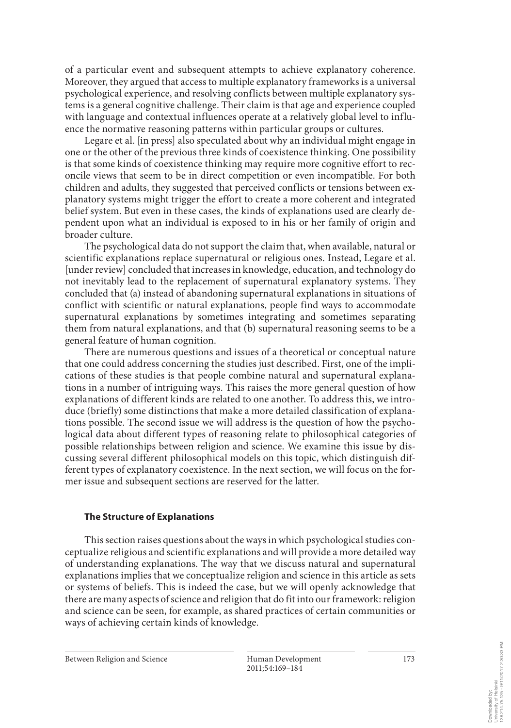of a particular event and subsequent attempts to achieve explanatory coherence. Moreover, they argued that access to multiple explanatory frameworks is a universal psychological experience, and resolving conflicts between multiple explanatory systems is a general cognitive challenge. Their claim is that age and experience coupled with language and contextual influences operate at a relatively global level to influence the normative reasoning patterns within particular groups or cultures.

Legare et al. [in press] also speculated about why an individual might engage in one or the other of the previous three kinds of coexistence thinking. One possibility is that some kinds of coexistence thinking may require more cognitive effort to reconcile views that seem to be in direct competition or even incompatible. For both children and adults, they suggested that perceived conflicts or tensions between explanatory systems might trigger the effort to create a more coherent and integrated belief system. But even in these cases, the kinds of explanations used are clearly dependent upon what an individual is exposed to in his or her family of origin and broader culture.

The psychological data do not support the claim that, when available, natural or scientific explanations replace supernatural or religious ones. Instead, Legare et al. [under review] concluded that increases in knowledge, education, and technology do not inevitably lead to the replacement of supernatural explanatory systems. They concluded that (a) instead of abandoning supernatural explanations in situations of conflict with scientific or natural explanations, people find ways to accommodate supernatural explanations by sometimes integrating and sometimes separating them from natural explanations, and that (b) supernatural reasoning seems to be a general feature of human cognition.

There are numerous questions and issues of a theoretical or conceptual nature that one could address concerning the studies just described. First, one of the implications of these studies is that people combine natural and supernatural explanations in a number of intriguing ways. This raises the more general question of how explanations of different kinds are related to one another. To address this, we introduce (briefly) some distinctions that make a more detailed classification of explanations possible. The second issue we will address is the question of how the psychological data about different types of reasoning relate to philosophical categories of possible relationships between religion and science. We examine this issue by discussing several different philosophical models on this topic, which distinguish different types of explanatory coexistence. In the next section, we will focus on the former issue and subsequent sections are reserved for the latter.

### The Structure of Explanations

This section raises questions about the ways in which psychological studies conceptualize religious and scientific explanations and will provide a more detailed way of understanding explanations. The way that we discuss natural and supernatural explanations implies that we conceptualize religion and science in this article as sets or systems of beliefs. This is indeed the case, but we will openly acknowledge that there are many aspects of science and religion that do fit into our framework: religion and science can be seen, for example, as shared practices of certain communities or ways of achieving certain kinds of knowledge.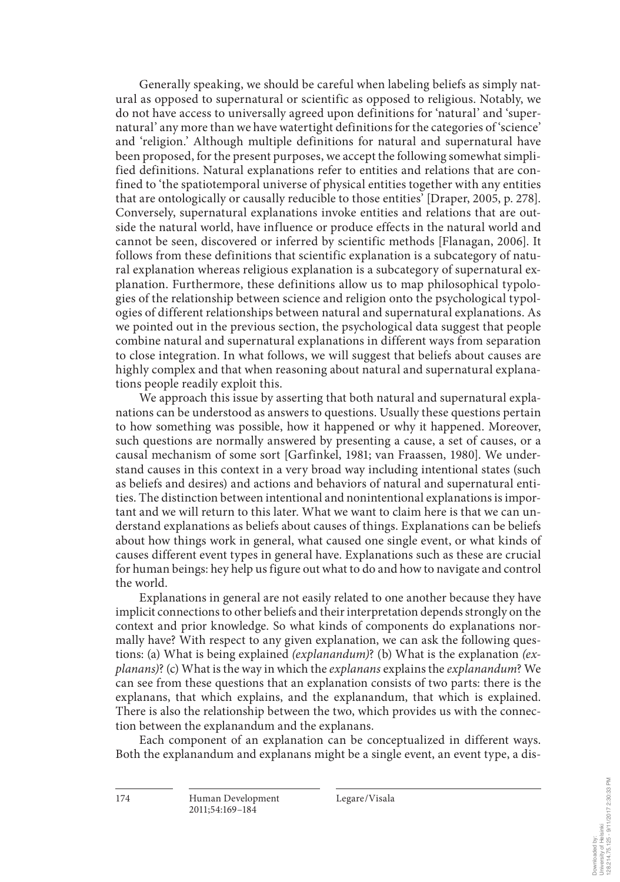Generally speaking, we should be careful when labeling beliefs as simply natural as opposed to supernatural or scientific as opposed to religious. Notably, we do not have access to universally agreed upon definitions for 'natural' and 'supernatural' any more than we have watertight definitions for the categories of 'science' and 'religion.' Although multiple definitions for natural and supernatural have been proposed, for the present purposes, we accept the following somewhat simplified definitions. Natural explanations refer to entities and relations that are confined to 'the spatiotemporal universe of physical entities together with any entities that are ontologically or causally reducible to those entities' [Draper, 2005, p. 278]. Conversely, supernatural explanations invoke entities and relations that are outside the natural world, have influence or produce effects in the natural world and cannot be seen, discovered or inferred by scientific methods [Flanagan, 2006]. It follows from these definitions that scientific explanation is a subcategory of natural explanation whereas religious explanation is a subcategory of supernatural explanation. Furthermore, these definitions allow us to map philosophical typologies of the relationship between science and religion onto the psychological typologies of different relationships between natural and supernatural explanations. As we pointed out in the previous section, the psychological data suggest that people combine natural and supernatural explanations in different ways from separation to close integration. In what follows, we will suggest that beliefs about causes are highly complex and that when reasoning about natural and supernatural explanations people readily exploit this.

We approach this issue by asserting that both natural and supernatural explanations can be understood as answers to questions. Usually these questions pertain to how something was possible, how it happened or why it happened. Moreover, such questions are normally answered by presenting a cause, a set of causes, or a causal mechanism of some sort [Garfinkel, 1981; van Fraassen, 1980]. We understand causes in this context in a very broad way including intentional states (such as beliefs and desires) and actions and behaviors of natural and supernatural entities. The distinction between intentional and nonintentional explanations is important and we will return to this later. What we want to claim here is that we can understand explanations as beliefs about causes of things. Explanations can be beliefs about how things work in general, what caused one single event, or what kinds of causes different event types in general have. Explanations such as these are crucial for human beings: hey help us figure out what to do and how to navigate and control the world.

Explanations in general are not easily related to one another because they have implicit connections to other beliefs and their interpretation depends strongly on the context and prior knowledge. So what kinds of components do explanations normally have? With respect to any given explanation, we can ask the following questions: (a) What is being explained *(explanandum)*? (b) What is the explanation *(explanans)*? (c) What is the way in which the *explanans* explains the *explanandum*? We can see from these questions that an explanation consists of two parts: there is the explanans, that which explains, and the explanandum, that which is explained. There is also the relationship between the two, which provides us with the connection between the explanandum and the explanans.

Each component of an explanation can be conceptualized in different ways. Both the explanandum and explanans might be a single event, an event type, a dis-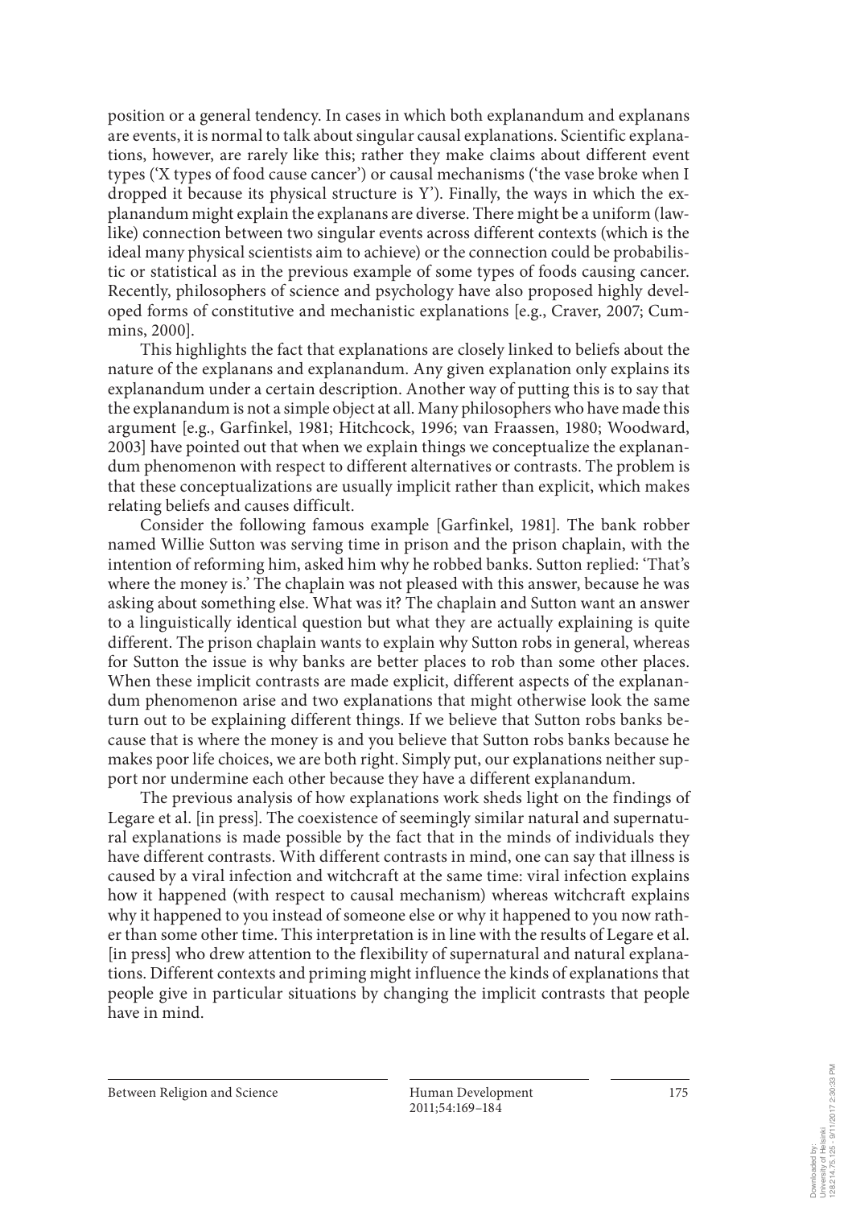position or a general tendency. In cases in which both explanandum and explanans are events, it is normal to talk about singular causal explanations. Scientific explanations, however, are rarely like this; rather they make claims about different event types ('X types of food cause cancer') or causal mechanisms ('the vase broke when I dropped it because its physical structure is Y'). Finally, the ways in which the explanandum might explain the explanans are diverse. There might be a uniform (law-like) connection between two singular events across different contexts (which is the ideal many physical scientists aim to achieve) or the connection could be probabilistic or statistical as in the previous example of some types of foods causing cancer. Recently, philosophers of science and psychology have also proposed highly developed forms of constitutive and mechanistic explanations [e.g., Craver, 2007; Cummins, 2000].

This highlights the fact that explanations are closely linked to beliefs about the nature of the explanans and explanandum. Any given explanation only explains its explanandum under a certain description. Another way of putting this is to say that the explanandum is not a simple object at all. Many philosophers who have made this argument [e.g., Garfinkel, 1981; Hitchcock, 1996; van Fraassen, 1980; Woodward, 2003] have pointed out that when we explain things we conceptualize the explanandum phenomenon with respect to different alternatives or contrasts. The problem is that these conceptualizations are usually implicit rather than explicit, which makes relating beliefs and causes difficult.

Consider the following famous example [Garfinkel, 1981]. The bank robber named Willie Sutton was serving time in prison and the prison chaplain, with the intention of reforming him, asked him why he robbed banks. Sutton replied: 'That's where the money is.' The chaplain was not pleased with this answer, because he was asking about something else. What was it? The chaplain and Sutton want an answer to a linguistically identical question but what they are actually explaining is quite different. The prison chaplain wants to explain why Sutton robs in general, whereas for Sutton the issue is why banks are better places to rob than some other places. When these implicit contrasts are made explicit, different aspects of the explanandum phenomenon arise and two explanations that might otherwise look the same turn out to be explaining different things. If we believe that Sutton robs banks because that is where the money is and you believe that Sutton robs banks because he makes poor life choices, we are both right. Simply put, our explanations neither support nor undermine each other because they have a different explanandum.

The previous analysis of how explanations work sheds light on the findings of Legare et al. [in press]. The coexistence of seemingly similar natural and supernatural explanations is made possible by the fact that in the minds of individuals they have different contrasts. With different contrasts in mind, one can say that illness is caused by a viral infection and witchcraft at the same time: viral infection explains how it happened (with respect to causal mechanism) whereas witchcraft explains why it happened to you instead of someone else or why it happened to you now rather than some other time. This interpretation is in line with the results of Legare et al. [in press] who drew attention to the flexibility of supernatural and natural explanations. Different contexts and priming might influence the kinds of explanations that people give in particular situations by changing the implicit contrasts that people have in mind.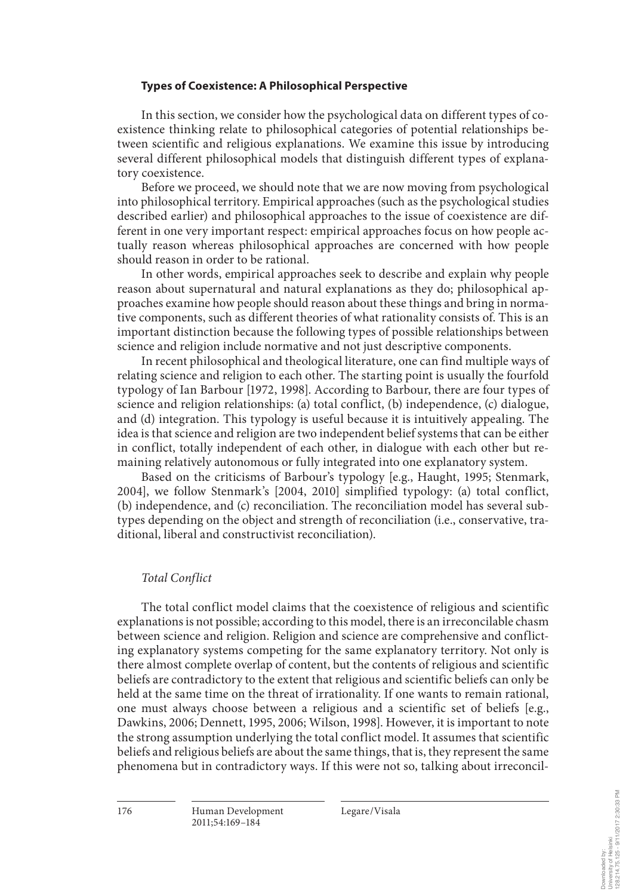### **Types of Coexistence: A Philosophical Perspective**

In this section, we consider how the psychological data on different types of coexistence thinking relate to philosophical categories of potential relationships between scientific and religious explanations. We examine this issue by introducing several different philosophical models that distinguish different types of explanatory coexistence.

Before we proceed, we should note that we are now moving from psychological into philosophical territory. Empirical approaches (such as the psychological studies described earlier) and philosophical approaches to the issue of coexistence are different in one very important respect: empirical approaches focus on how people actually reason whereas philosophical approaches are concerned with how people should reason in order to be rational.

In other words, empirical approaches seek to describe and explain why people reason about supernatural and natural explanations as they do; philosophical approaches examine how people should reason about these things and bring in normative components, such as different theories of what rationality consists of. This is an important distinction because the following types of possible relationships between science and religion include normative and not just descriptive components.

In recent philosophical and theological literature, one can find multiple ways of relating science and religion to each other. The starting point is usually the fourfold typology of Ian Barbour [1972, 1998]. According to Barbour, there are four types of science and religion relationships: (a) total conflict, (b) independence, (c) dialogue, and (d) integration. This typology is useful because it is intuitively appealing. The idea is that science and religion are two independent belief systems that can be either in conflict, totally independent of each other, in dialogue with each other but remaining relatively autonomous or fully integrated into one explanatory system.

Based on the criticisms of Barbour's typology [e.g., Haught, 1995; Stenmark, 2004], we follow Stenmark's [2004, 2010] simplified typology: (a) total conflict, (b) independence, and (c) reconciliation. The reconciliation model has several subtypes depending on the object and strength of reconciliation (i.e., conservative, traditional, liberal and constructivist reconciliation).

#### *Total Conflict*

The total conflict model claims that the coexistence of religious and scientific explanations is not possible; according to this model, there is an irreconcilable chasm between science and religion. Religion and science are comprehensive and conflicting explanatory systems competing for the same explanatory territory. Not only is there almost complete overlap of content, but the contents of religious and scientific beliefs are contradictory to the extent that religious and scientific beliefs can only be held at the same time on the threat of irrationality. If one wants to remain rational, one must always choose between a religious and a scientific set of beliefs [e.g., Dawkins, 2006; Dennett, 1995, 2006; Wilson, 1998]. However, it is important to note the strong assumption underlying the total conflict model. It assumes that scientific beliefs and religious beliefs are about the same things, that is, they represent the same phenomena but in contradictory ways. If this were not so, talking about irreconcil-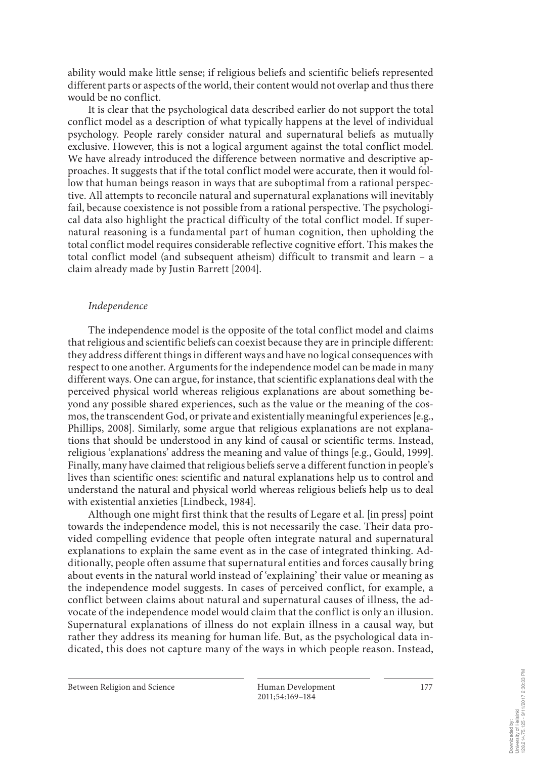ability would make little sense; if religious beliefs and scientific beliefs represented different parts or aspects of the world, their content would not overlap and thus there would be no conflict.

It is clear that the psychological data described earlier do not support the total conflict model as a description of what typically happens at the level of individual psychology. People rarely consider natural and supernatural beliefs as mutually exclusive. However, this is not a logical argument against the total conflict model. We have already introduced the difference between normative and descriptive approaches. It suggests that if the total conflict model were accurate, then it would follow that human beings reason in ways that are suboptimal from a rational perspective. All attempts to reconcile natural and supernatural explanations will inevitably fail, because coexistence is not possible from a rational perspective. The psychological data also highlight the practical difficulty of the total conflict model. If supernatural reasoning is a fundamental part of human cognition, then upholding the total conflict model requires considerable reflective cognitive effort. This makes the total conflict model (and subsequent atheism) difficult to transmit and learn – a claim already made by Justin Barrett [2004].

### *Independence*

The independence model is the opposite of the total conflict model and claims that religious and scientific beliefs can coexist because they are in principle different: they address different things in different ways and have no logical consequences with respect to one another. Arguments for the independence model can be made in many different ways. One can argue, for instance, that scientific explanations deal with the perceived physical world whereas religious explanations are about something beyond any possible shared experiences, such as the value or the meaning of the cosmos, the transcendent God, or private and existentially meaningful experiences [e.g., Phillips, 2008]. Similarly, some argue that religious explanations are not explanations that should be understood in any kind of causal or scientific terms. Instead, religious 'explanations' address the meaning and value of things [e.g., Gould, 1999]. Finally, many have claimed that religious beliefs serve a different function in people's lives than scientific ones: scientific and natural explanations help us to control and understand the natural and physical world whereas religious beliefs help us to deal with existential anxieties [Lindbeck, 1984].

Although one might first think that the results of Legare et al. [in press] point towards the independence model, this is not necessarily the case. Their data provided compelling evidence that people often integrate natural and supernatural explanations to explain the same event as in the case of integrated thinking. Additionally, people often assume that supernatural entities and forces causally bring about events in the natural world instead of 'explaining' their value or meaning as the independence model suggests. In cases of perceived conflict, for example, a conflict between claims about natural and supernatural causes of illness, the advocate of the independence model would claim that the conflict is only an illusion. Supernatural explanations of illness do not explain illness in a causal way, but rather they address its meaning for human life. But, as the psychological data indicated, this does not capture many of the ways in which people reason. Instead,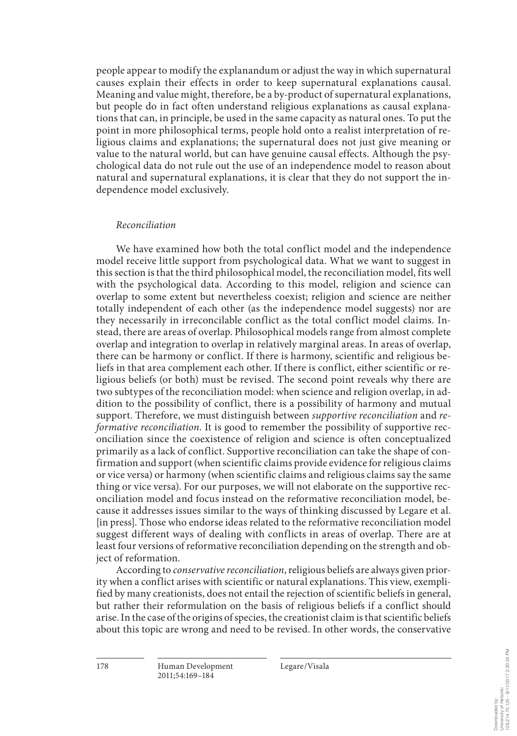people appear to modify the explanandum or adjust the way in which supernatural causes explain their effects in order to keep supernatural explanations causal. Meaning and value might, therefore, be a by-product of supernatural explanations, but people do in fact often understand religious explanations as causal explanations that can, in principle, be used in the same capacity as natural ones. To put the point in more philosophical terms, people hold onto a realist interpretation of religious claims and explanations; the supernatural does not just give meaning or value to the natural world, but can have genuine causal effects. Although the psychological data do not rule out the use of an independence model to reason about natural and supernatural explanations, it is clear that they do not support the independence model exclusively.

*Reconciliation*

We have examined how both the total conflict model and the independence model receive little support from psychological data. What we want to suggest in this section is that the third philosophical model, the reconciliation model, fits well with the psychological data. According to this model, religion and science can overlap to some extent but nevertheless coexist; religion and science are neither totally independent of each other (as the independence model suggests) nor are they necessarily in irreconcilable conflict as the total conflict model claims. Instead, there are areas of overlap. Philosophical models range from almost complete overlap and integration to overlap in relatively marginal areas. In areas of overlap, there can be harmony or conflict. If there is harmony, scientific and religious beliefs in that area complement each other. If there is conflict, either scientific or religious beliefs (or both) must be revised. The second point reveals why there are two subtypes of the reconciliation model: when science and religion overlap, in addition to the possibility of conflict, there is a possibility of harmony and mutual support. Therefore, we must distinguish between *supportive reconciliation* and *reformative reconciliation*. It is good to remember the possibility of supportive reconciliation since the coexistence of religion and science is often conceptualized primarily as a lack of conflict. Supportive reconciliation can take the shape of confirmation and support (when scientific claims provide evidence for religious claims or vice versa) or harmony (when scientific claims and religious claims say the same thing or vice versa). For our purposes, we will not elaborate on the supportive reconciliation model and focus instead on the reformative reconciliation model, because it addresses issues similar to the ways of thinking discussed by Legare et al. [in press]. Those who endorse ideas related to the reformative reconciliation model suggest different ways of dealing with conflicts in areas of overlap. There are at least four versions of reformative reconciliation depending on the strength and object of reformation.

According to *conservative reconciliation*, religious beliefs are always given priority when a conflict arises with scientific or natural explanations. This view, exemplified by many creationists, does not entail the rejection of scientific beliefs in general, but rather their reformulation on the basis of religious beliefs if a conflict should arise. In the case of the origins of species, the creationist claim is that scientific beliefs about this topic are wrong and need to be revised. In other words, the conservative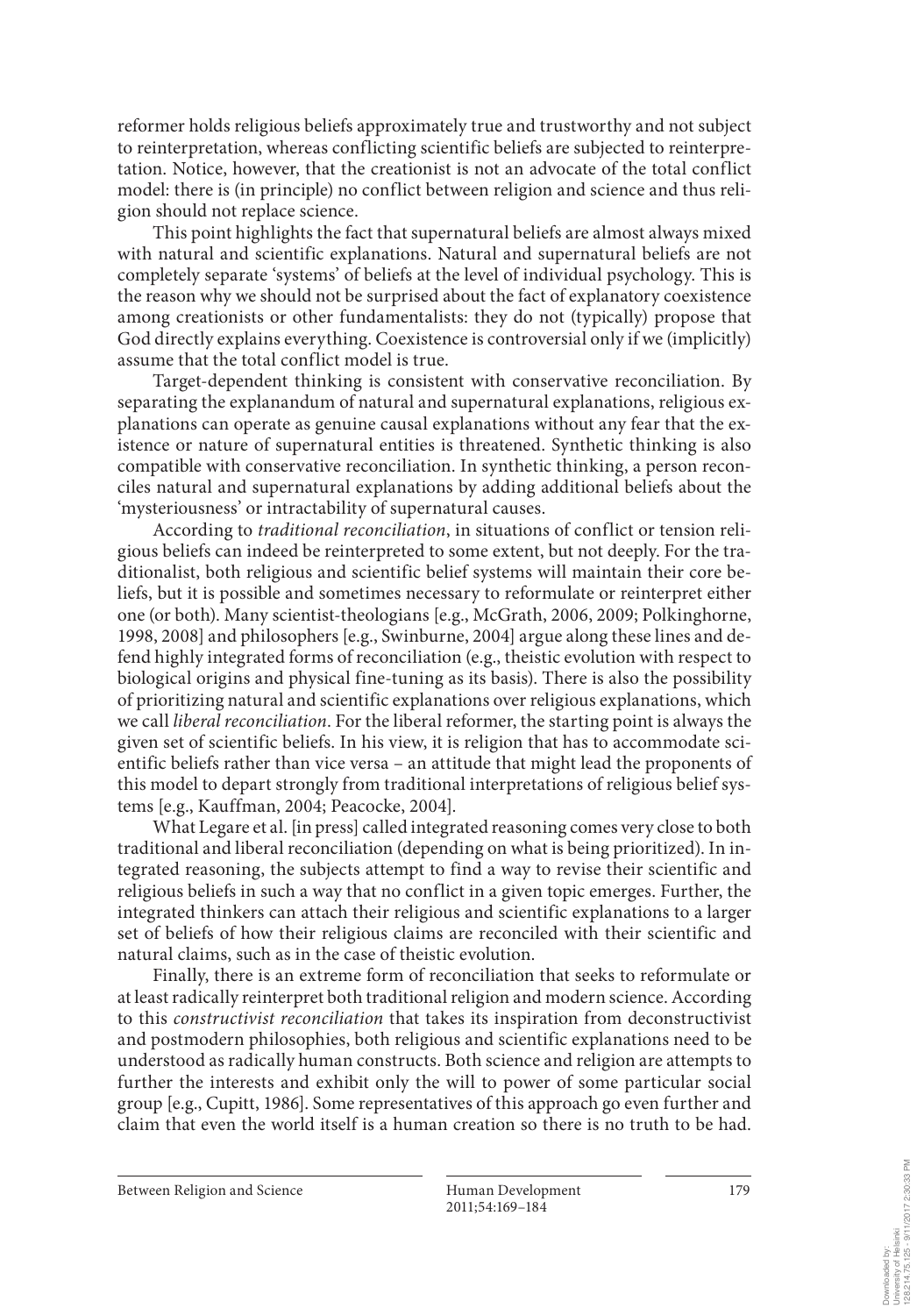reformer holds religious beliefs approximately true and trustworthy and not subject to reinterpretation, whereas conflicting scientific beliefs are subjected to reinterpretation. Notice, however, that the creationist is not an advocate of the total conflict model: there is (in principle) no conflict between religion and science and thus religion should not replace science.

This point highlights the fact that supernatural beliefs are almost always mixed with natural and scientific explanations. Natural and supernatural beliefs are not completely separate 'systems' of beliefs at the level of individual psychology. This is the reason why we should not be surprised about the fact of explanatory coexistence among creationists or other fundamentalists: they do not (typically) propose that God directly explains everything. Coexistence is controversial only if we (implicitly) assume that the total conflict model is true.

Target-dependent thinking is consistent with conservative reconciliation. By separating the explanandum of natural and supernatural explanations, religious explanations can operate as genuine causal explanations without any fear that the existence or nature of supernatural entities is threatened. Synthetic thinking is also compatible with conservative reconciliation. In synthetic thinking, a person reconciles natural and supernatural explanations by adding additional beliefs about the 'mysteriousness' or intractability of supernatural causes.

According to *traditional reconciliation*, in situations of conflict or tension religious beliefs can indeed be reinterpreted to some extent, but not deeply. For the traditionalist, both religious and scientific belief systems will maintain their core beliefs, but it is possible and sometimes necessary to reformulate or reinterpret either one (or both). Many scientist-theologians [e.g., McGrath, 2006, 2009; Polkinghorne, 1998, 2008] and philosophers [e.g., Swinburne, 2004] argue along these lines and defend highly integrated forms of reconciliation (e.g., theistic evolution with respect to biological origins and physical fine-tuning as its basis). There is also the possibility of prioritizing natural and scientific explanations over religious explanations, which we call *liberal reconciliation*. For the liberal reformer, the starting point is always the given set of scientific beliefs. In his view, it is religion that has to accommodate scientific beliefs rather than vice versa – an attitude that might lead the proponents of this model to depart strongly from traditional interpretations of religious belief systems [e.g., Kauffman, 2004; Peacocke, 2004].

What Legare et al. [in press] called integrated reasoning comes very close to both traditional and liberal reconciliation (depending on what is being prioritized). In integrated reasoning, the subjects attempt to find a way to revise their scientific and religious beliefs in such a way that no conflict in a given topic emerges. Further, the integrated thinkers can attach their religious and scientific explanations to a larger set of beliefs of how their religious claims are reconciled with their scientific and natural claims, such as in the case of theistic evolution.

Finally, there is an extreme form of reconciliation that seeks to reformulate or at least radically reinterpret both traditional religion and modern science. According to this *constructivist reconciliation* that takes its inspiration from deconstructivist and postmodern philosophies, both religious and scientific explanations need to be understood as radically human constructs. Both science and religion are attempts to further the interests and exhibit only the will to power of some particular social group [e.g., Cupitt, 1986]. Some representatives of this approach go even further and claim that even the world itself is a human creation so there is no truth to be had.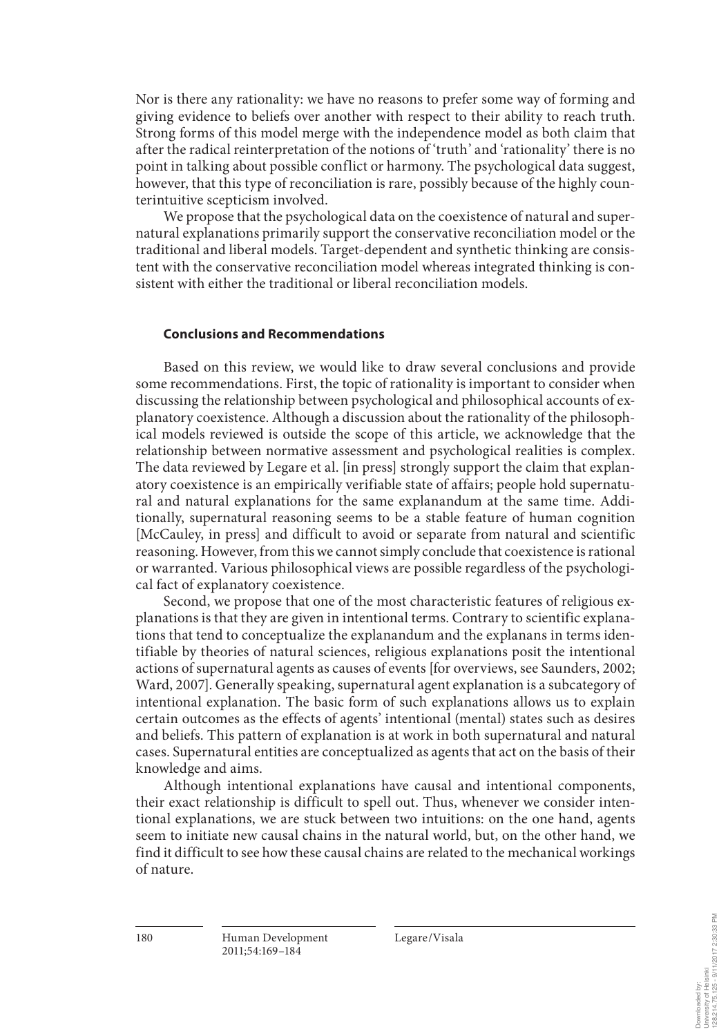Nor is there any rationality: we have no reasons to prefer some way of forming and giving evidence to beliefs over another with respect to their ability to reach truth. Strong forms of this model merge with the independence model as both claim that after the radical reinterpretation of the notions of 'truth' and 'rationality' there is no point in talking about possible conflict or harmony. The psychological data suggest, however, that this type of reconciliation is rare, possibly because of the highly counterintuitive scepticism involved.

We propose that the psychological data on the coexistence of natural and supernatural explanations primarily support the conservative reconciliation model or the traditional and liberal models. Target-dependent and synthetic thinking are consistent with the conservative reconciliation model whereas integrated thinking is consistent with either the traditional or liberal reconciliation models.

### Conclusions and Recommendations

Based on this review, we would like to draw several conclusions and provide some recommendations. First, the topic of rationality is important to consider when discussing the relationship between psychological and philosophical accounts of explanatory coexistence. Although a discussion about the rationality of the philosophical models reviewed is outside the scope of this article, we acknowledge that the relationship between normative assessment and psychological realities is complex. The data reviewed by Legare et al. [in press] strongly support the claim that explanatory coexistence is an empirically verifiable state of affairs; people hold supernatural and natural explanations for the same explanandum at the same time. Additionally, supernatural reasoning seems to be a stable feature of human cognition [McCauley, in press] and difficult to avoid or separate from natural and scientific reasoning. However, from this we cannot simply conclude that coexistence is rational or warranted. Various philosophical views are possible regardless of the psychological fact of explanatory coexistence.

Second, we propose that one of the most characteristic features of religious explanations is that they are given in intentional terms. Contrary to scientific explanations that tend to conceptualize the explanandum and the explanans in terms identifiable by theories of natural sciences, religious explanations posit the intentional actions of supernatural agents as causes of events [for overviews, see Saunders, 2002; Ward, 2007]. Generally speaking, supernatural agent explanation is a subcategory of intentional explanation. The basic form of such explanations allows us to explain certain outcomes as the effects of agents' intentional (mental) states such as desires and beliefs. This pattern of explanation is at work in both supernatural and natural cases. Supernatural entities are conceptualized as agents that act on the basis of their knowledge and aims.

Although intentional explanations have causal and intentional components, their exact relationship is difficult to spell out. Thus, whenever we consider intentional explanations, we are stuck between two intuitions: on the one hand, agents seem to initiate new causal chains in the natural world, but, on the other hand, we find it difficult to see how these causal chains are related to the mechanical workings of nature.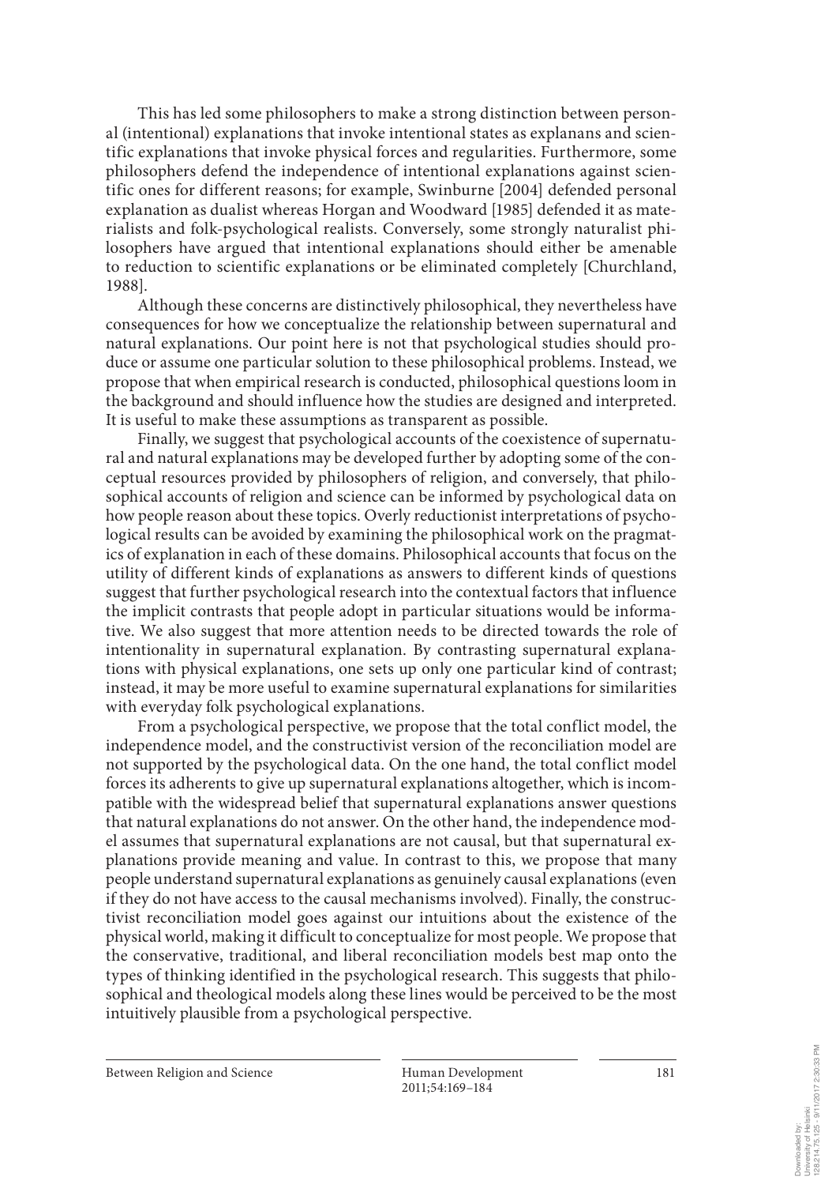This has led some philosophers to make a strong distinction between personal (intentional) explanations that invoke intentional states as explanans and scientific explanations that invoke physical forces and regularities. Furthermore, some philosophers defend the independence of intentional explanations against scientific ones for different reasons; for example, Swinburne [2004] defended personal explanation as dualist whereas Horgan and Woodward [1985] defended it as materialists and folk-psychological realists. Conversely, some strongly naturalist philosophers have argued that intentional explanations should either be amenable to reduction to scientific explanations or be eliminated completely [Churchland, 1988].

Although these concerns are distinctively philosophical, they nevertheless have consequences for how we conceptualize the relationship between supernatural and natural explanations. Our point here is not that psychological studies should produce or assume one particular solution to these philosophical problems. Instead, we propose that when empirical research is conducted, philosophical questions loom in the background and should influence how the studies are designed and interpreted. It is useful to make these assumptions as transparent as possible.

Finally, we suggest that psychological accounts of the coexistence of supernatural and natural explanations may be developed further by adopting some of the conceptual resources provided by philosophers of religion, and conversely, that philosophical accounts of religion and science can be informed by psychological data on how people reason about these topics. Overly reductionist interpretations of psychological results can be avoided by examining the philosophical work on the pragmatics of explanation in each of these domains. Philosophical accounts that focus on the utility of different kinds of explanations as answers to different kinds of questions suggest that further psychological research into the contextual factors that influence the implicit contrasts that people adopt in particular situations would be informative. We also suggest that more attention needs to be directed towards the role of intentionality in supernatural explanation. By contrasting supernatural explanations with physical explanations, one sets up only one particular kind of contrast; instead, it may be more useful to examine supernatural explanations for similarities with everyday folk psychological explanations.

From a psychological perspective, we propose that the total conflict model, the independence model, and the constructivist version of the reconciliation model are not supported by the psychological data. On the one hand, the total conflict model forces its adherents to give up supernatural explanations altogether, which is incompatible with the widespread belief that supernatural explanations answer questions that natural explanations do not answer. On the other hand, the independence model assumes that supernatural explanations are not causal, but that supernatural explanations provide meaning and value. In contrast to this, we propose that many people understand supernatural explanations as genuinely causal explanations (even if they do not have access to the causal mechanisms involved). Finally, the constructivist reconciliation model goes against our intuitions about the existence of the physical world, making it difficult to conceptualize for most people. We propose that the conservative, traditional, and liberal reconciliation models best map onto the types of thinking identified in the psychological research. This suggests that philosophical and theological models along these lines would be perceived to be the most intuitively plausible from a psychological perspective.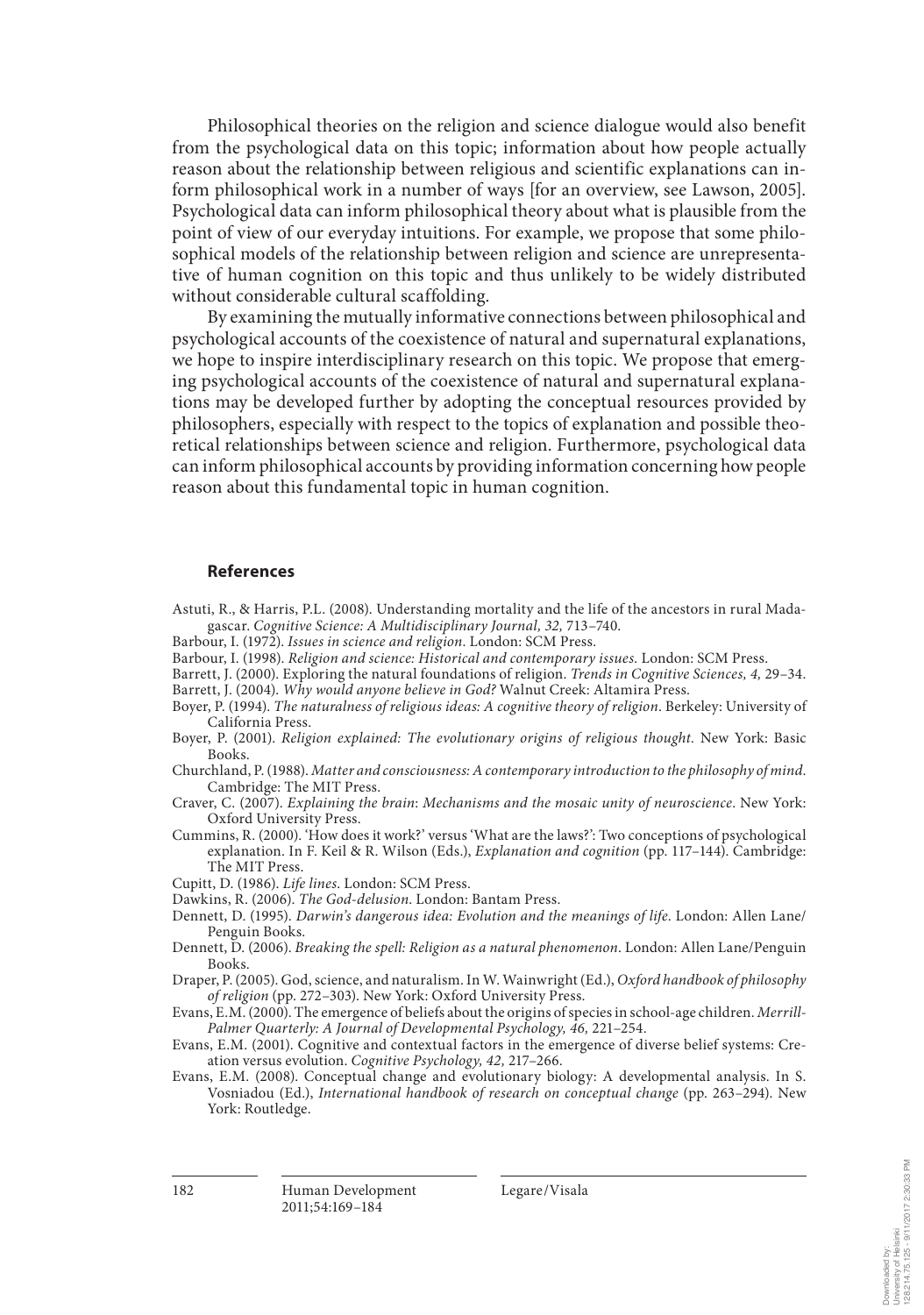Philosophical theories on the religion and science dialogue would also benefit from the psychological data on this topic; information about how people actually reason about the relationship between religious and scientific explanations can inform philosophical work in a number of ways [for an overview, see Lawson, 2005]. Psychological data can inform philosophical theory about what is plausible from the point of view of our everyday intuitions. For example, we propose that some philosophical models of the relationship between religion and science are unrepresentative of human cognition on this topic and thus unlikely to be widely distributed without considerable cultural scaffolding.

By examining the mutually informative connections between philosophical and psychological accounts of the coexistence of natural and supernatural explanations, we hope to inspire interdisciplinary research on this topic. We propose that emerging psychological accounts of the coexistence of natural and supernatural explanations may be developed further by adopting the conceptual resources provided by philosophers, especially with respect to the topics of explanation and possible theoretical relationships between science and religion. Furthermore, psychological data can inform philosophical accounts by providing information concerning how people reason about this fundamental topic in human cognition.

## References

Astuti, R., & Harris, P.L. (2008). Understanding mortality and the life of the ancestors in rural Madagascar. *Cognitive Science: A Multidisciplinary Journal, 32,* 713–740.

Barbour, I. (1972). *Issues in science and religion*. London: SCM Press.

Barbour, I. (1998). *Religion and science: Historical and contemporary issues*. London: SCM Press.

Barrett, J. (2000). Exploring the natural foundations of religion. *Trends in Cognitive Sciences, 4,* 29–34.

Barrett, J. (2004). *Why would anyone believe in God?* Walnut Creek: Altamira Press.

Boyer, P. (1994). *The naturalness of religious ideas: A cognitive theory of religion*. Berkeley: University of California Press.

Boyer, P. (2001). *Religion explained: The evolutionary origins of religious thought.* New York: Basic Books.

Churchland, P. (1988). *Matter and consciousness: A contemporary introduction to the philosophy of mind.* Cambridge: The MIT Press.

Craver, C. (2007). *Explaining the brain: Mechanisms and the mosaic unity of neuroscience*. New York: Oxford University Press.

Cummins, R. (2000). 'How does it work?' versus 'What are the laws?': Two conceptions of psychological explanation. In F. Keil & R. Wilson (Eds.), *Explanation and cognition* (pp. 117–144). Cambridge: The MIT Press.

Cupitt, D. (1986). *Life lines*. London: SCM Press.

Dawkins, R. (2006). *The God-delusion*. London: Bantam Press.

Dennett, D. (1995). *Darwin's dangerous idea: Evolution and the meanings of life*. London: Allen Lane/Penguin Books.

Dennett, D. (2006). *Breaking the spell: Religion as a natural phenomenon*. London: Allen Lane/Penguin Books.

Draper, P. (2005). God, science, and naturalism. In W. Wainwright (Ed.), *Oxford handbook of philosophy of religion* (pp. 272–303). New York: Oxford University Press.

Evans, E.M. (2000). The emergence of beliefs about the origins of species in school-age children. *Merrill-Palmer Quarterly: A Journal of Developmental Psychology, 46,* 221–254.

Evans, E.M. (2001). Cognitive and contextual factors in the emergence of diverse belief systems: Creation versus evolution. *Cognitive Psychology, 42,* 217–266.

Evans, E.M. (2008). Conceptual change and evolutionary biology: A developmental analysis. In S. Vosniadou (Ed.), *International handbook of research on conceptual change* (pp. 263–294). New York: Routledge.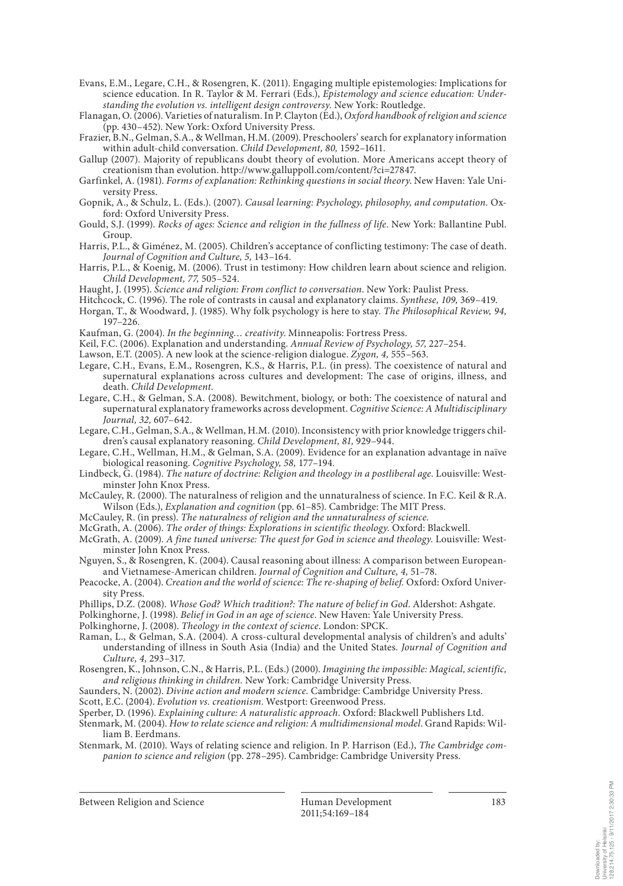Evans, E.M., Legare, C.H., & Rosengren, K. (2011). Engaging multiple epistemologies: Implications for science education. In R. Taylor & M. Ferrari (Eds.), *Epistemology and science education: Understanding the evolution vs. intelligent design controversy*. New York: Routledge.

Flanagan, O. (2006). Varieties of naturalism. In P. Clayton (Ed.), *Oxford handbook of religion and science* (pp. 430–452). New York: Oxford University Press.

Frazier, B.N., Gelman, S.A., & Wellman, H.M. (2009). Preschoolers' search for explanatory information within adult-child conversation. *Child Development, 80,* 1592–1611.

Gallup (2007). Majority of republicans doubt theory of evolution. More Americans accept theory of creationism than evolution. http://www.galluppoll.com/content/?ci=27847.

Garfinkel, A. (1981). *Forms of explanation: Rethinking questions in social theory*. New Haven: Yale University Press.

Gopnik, A., & Schulz, L. (Eds.). (2007). *Causal learning: Psychology, philosophy, and computation*. Oxford: Oxford University Press.

Gould, S.J. (1999). *Rocks of ages: Science and religion in the fullness of life*. New York: Ballantine Publ. Group.

Harris, P.L., & Giménez, M. (2005). Children's acceptance of conflicting testimony: The case of death. *Journal of Cognition and Culture, 5,* 143–164.

Harris, P.L., & Koenig, M. (2006). Trust in testimony: How children learn about science and religion. *Child Development, 77,* 505–524.

Haught, J. (1995). *Science and religion: From conflict to conversation*. New York: Paulist Press.

Hitchcock, C. (1996). The role of contrasts in causal and explanatory claims. *Synthese, 109,* 369–419.

Horgan, T., & Woodward, J. (1985). Why folk psychology is here to stay. *The Philosophical Review, 94,* 197–226.

Kaufman, G. (2004). *In the beginning… creativity*. Minneapolis: Fortress Press.

Keil, F.C. (2006). Explanation and understanding. *Annual Review of Psychology, 57,* 227–254.

Lawson, E.T. (2005). A new look at the science-religion dialogue. *Zygon, 4,* 555–563.

Legare, C.H., Evans, E.M., Rosengren, K.S., & Harris, P.L. (in press). The coexistence of natural and supernatural explanations across cultures and development: The case of origins, illness, and death. *Child Development*.

Legare, C.H., & Gelman, S.A. (2008). Bewitchment, biology, or both: The coexistence of natural and supernatural explanatory frameworks across development. *Cognitive Science: A Multidisciplinary Journal, 32,* 607–642.

Legare, C.H., Gelman, S.A., & Wellman, H.M. (2010). Inconsistency with prior knowledge triggers children's causal explanatory reasoning. *Child Development, 81,* 929–944.

Legare, C.H., Wellman, H.M., & Gelman, S.A. (2009). Evidence for an explanation advantage in naïve biological reasoning. *Cognitive Psychology, 58,* 177–194.

Lindbeck, G. (1984). *The nature of doctrine: Religion and theology in a postliberal age*. Louisville: Westminster John Knox Press.

McCauley, R. (2000). The naturalness of religion and the unnaturalness of science. In F.C. Keil & R.A. Wilson (Eds.), *Explanation and cognition* (pp. 61–85). Cambridge: The MIT Press.

McCauley, R. (in press). *The naturalness of religion and the unnaturalness of science*.

McGrath, A. (2006). *The order of things: Explorations in scientific theology*. Oxford: Blackwell.

McGrath, A. (2009). *A fine tuned universe: The quest for God in science and theology*. Louisville: Westminster John Knox Press.

Nguyen, S., & Rosengren, K. (2004). Causal reasoning about illness: A comparison between European- and Vietnamese-American children. *Journal of Cognition and Culture, 4,* 51–78.

Peacocke, A. (2004). *Creation and the world of science: The re-shaping of belief*. Oxford: Oxford University Press.

Phillips, D.Z. (2008). *Whose God? Which tradition?: The nature of belief in God*. Aldershot: Ashgate.

Polkinghorne, J. (1998). *Belief in God in an age of science*. New Haven: Yale University Press.

Polkinghorne, J. (2008). *Theology in the context of science*. London: SPCK.

Raman, L., & Gelman, S.A. (2004). A cross-cultural developmental analysis of children's and adults' understanding of illness in South Asia (India) and the United States. *Journal of Cognition and Culture, 4,* 293–317.

Rosengren, K., Johnson, C.N., & Harris, P.L. (Eds.) (2000). *Imagining the impossible: Magical, scientific, and religious thinking in children*. New York: Cambridge University Press.

Saunders, N. (2002). *Divine action and modern science*. Cambridge: Cambridge University Press.

Scott, E.C. (2004). *Evolution vs. creationism*. Westport: Greenwood Press.

Sperber, D. (1996). *Explaining culture: A naturalistic approach*. Oxford: Blackwell Publishers Ltd.

Stenmark, M. (2004). *How to relate science and religion: A multidimensional model*. Grand Rapids: William B. Eerdmans.

Stenmark, M. (2010). Ways of relating science and religion. In P. Harrison (Ed.), *The Cambridge companion to science and religion* (pp. 278–295). Cambridge: Cambridge University Press.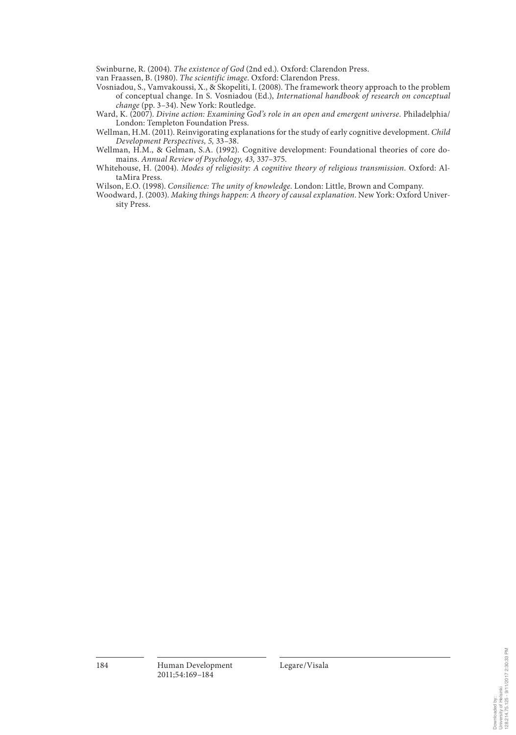Swinburne, R. (2004). *The existence of God* (2nd ed.). Oxford: Clarendon Press.

van Fraassen, B. (1980). *The scientific image*. Oxford: Clarendon Press.

Vosniadou, S., Vamvakoussi, X., & Skopeliti, I. (2008). The framework theory approach to the problem of conceptual change. In S. Vosniadou (Ed.), *International handbook of research on conceptual change* (pp. 3–34). New York: Routledge.

Ward, K. (2007). *Divine action: Examining God's role in an open and emergent universe*. Philadelphia/London: Templeton Foundation Press.

Wellman, H.M. (2011). Reinvigorating explanations for the study of early cognitive development. *Child Development Perspectives, 5,* 33–38.

Wellman, H.M., & Gelman, S.A. (1992). Cognitive development: Foundational theories of core domains. *Annual Review of Psychology, 43,* 337–375.

Whitehouse, H. (2004). *Modes of religiosity: A cognitive theory of religious transmission*. Oxford: AltaMira Press.

Wilson, E.O. (1998). *Consilience: The unity of knowledge*. London: Little, Brown and Company.

Woodward, J. (2003). *Making things happen: A theory of causal explanation*. New York: Oxford University Press.